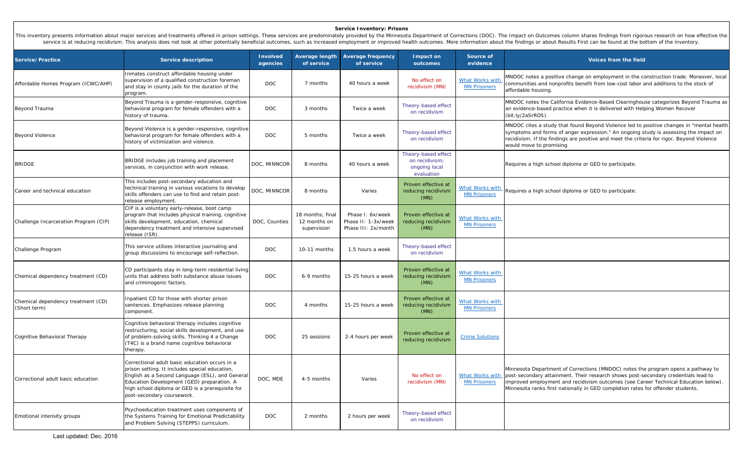# Service Inventory: Prisons

This inventory presents information about major services and treatments offered in prison settings. These services are predominately provided by the Minnesota Department of Corrections (DOC). The Impact on Outcomes column shares findings from rigorous research on how effective the service is at reducing recidivism. This analysis does not look at other potentially beneficial outcomes, such as increased employment or improved health outcomes. More information about the findings or about Results First can be found at the bottom of the inventory.

| Service/Practice | Service description | Involved agencies | Average length of service | Average frequency of service | Impact on outcomes | Source of evidence | Voices from the field |
|---|---|---|---|---|---|---|---|
| Affordable Homes Program (ICWC/AHP) | Inmates construct affordable housing under supervision of a qualified construction foreman and stay in county jails for the duration of the program. | DOC | 7 months | 40 hours a week | No effect on recidivism (MN) | What Works with MN Prisoners | MNDOC notes a positive change on employment in the construction trade. Moreover, local communities and nonprofits benefit from low-cost labor and additions to the stock of affordable housing. |
| Beyond Trauma | Beyond Trauma is a gender-responsive, cognitive behavioral program for female offenders with a history of trauma. | DOC | 3 months | Twice a week | Theory-based effect on recidivism | | MNDOC notes the California Evidence-Based Clearinghouse categorizes Beyond Trauma as an evidence-based practice when it is delivered with Helping Women Recover (bit.ly/2aSrROS). |
| Beyond Violence | Beyond Violence is a gender-responsive, cognitive behavioral program for female offenders with a history of victimization and violence. | DOC | 5 months | Twice a week | Theory-based effect on recidivism | | MNDOC cites a study that found Beyond Violence led to positive changes in "mental health symptoms and forms of anger expression." An ongoing study is assessing the impact on recidivism. If the findings are positive and meet the criteria for rigor, Beyond Violence would move to promising. |
| BRIDGE | BRIDGE includes job training and placement services, in conjunction with work release. | DOC, MINNCOR | 8 months | 40 hours a week | Theory-based effect on recidivism; ongoing local evaluation | | Requires a high school diploma or GED to participate. |
| Career and technical education | This includes post-secondary education and technical training in various vocations to develop skills offenders can use to find and retain post-release employment. | DOC, MINNCOR | 8 months | Varies | Proven effective at reducing recidivism (MN) | What Works with MN Prisoners | Requires a high school diploma or GED to participate. |
| Challenge Incarceration Program (CIP) | CIP is a voluntary early-release, boot camp program that includes physical training, cognitive skills development, education, chemical dependency treatment and intensive supervised release (ISR). | DOC, Counties | 18 months; final 12 months on supervision | Phase I: 6x/week Phase II: 1-3x/week Phase III: 2x/month | Proven effective at reducing recidivism (MN) | What Works with MN Prisoners | |
| Challenge Program | This service utilizes interactive journaling and group discussions to encourage self-reflection. | DOC | 10-11 months | 1.5 hours a week | Theory-based effect on recidivism | | |
| Chemical dependency treatment (CD) | CD participants stay in long-term residential living units that address both substance abuse issues and criminogenic factors. | DOC | 6-9 months | 15-25 hours a week | Proven effective at reducing recidivism (MN) | What Works with MN Prisoners | |
| Chemical dependency treatment (CD) (Short term) | Inpatient CD for those with shorter prison sentences. Emphasizes release planning component. | DOC | 4 months | 15-25 hours a week | Proven effective at reducing recidivism (MN) | What Works with MN Prisoners | |
| Cognitive Behavioral Therapy | Cognitive behavioral therapy includes cognitive restructuring, social skills development, and use of problem-solving skills. Thinking 4 a Change (T4C) is a brand name cognitive behavioral therapy. | DOC | 25 sessions | 2-4 hours per week | Proven effective at reducing recidivism | Crime Solutions | |
| Correctional adult basic education | Correctional adult basic education occurs in a prison setting. It includes special education, English as a Second Language (ESL), and General Education Development (GED) preparation. A high school diploma or GED is a prerequisite for post-secondary coursework. | DOC, MDE | 4-5 months | Varies | No effect on recidivism (MN) | What Works with MN Prisoners | Minnesota Department of Corrections (MNDOC) notes the program opens a pathway to post-secondary attainment. Their research shows post-secondary credentials lead to improved employment and recidivism outcomes (see Career Technical Education below). Minnesota ranks first nationally in GED completion rates for offender students. |
| Emotional intensity groups | Psychoeducation treatment uses components of the Systems Training for Emotional Predictability and Problem Solving (STEPPS) curriculum. | DOC | 2 months | 2 hours per week | Theory-based effect on recidivism | | |

Last updated: Dec. 2016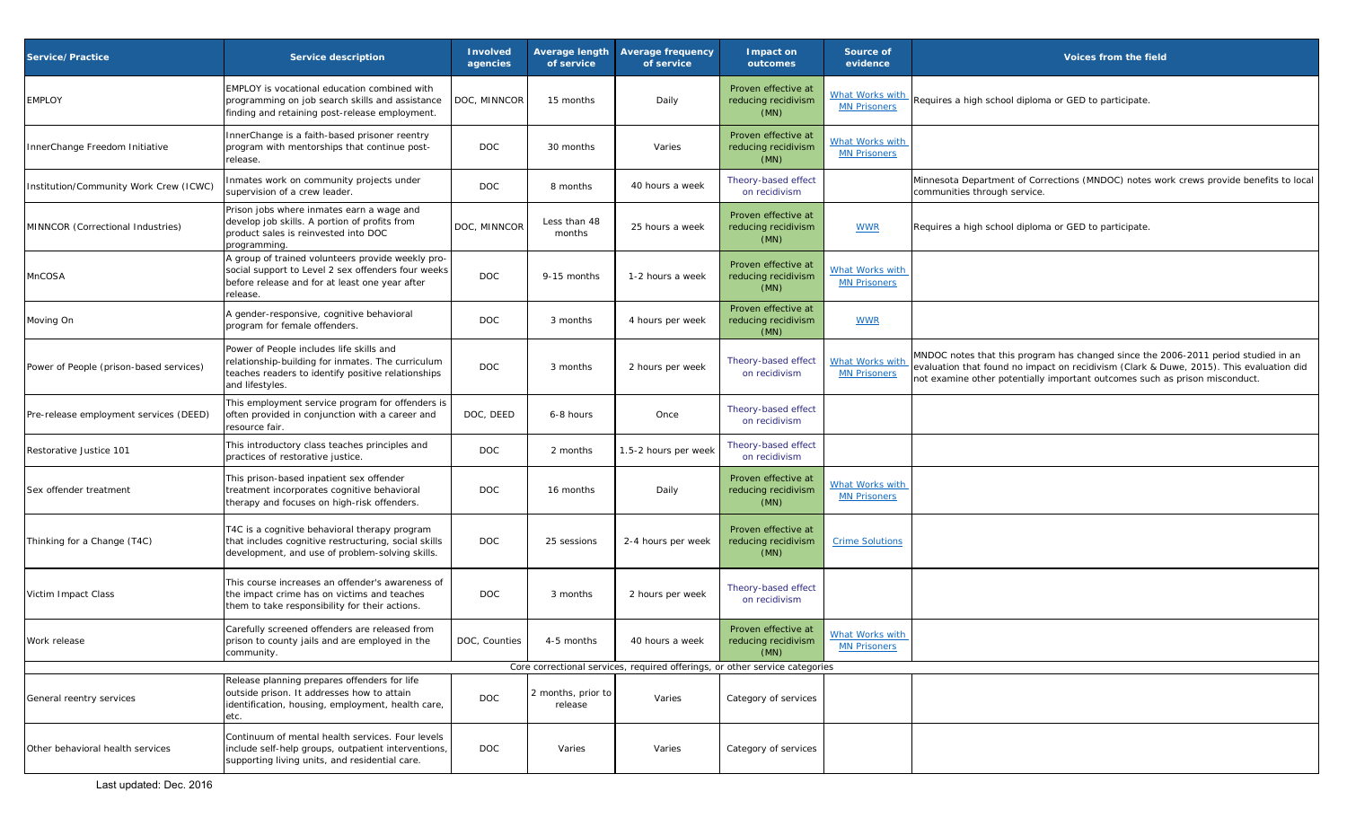| Service/Practice | Service description | Involved agencies | Average length of service | Average frequency of service | Impact on outcomes | Source of evidence | Voices from the field |
|---|---|---|---|---|---|---|---|
| EMPLOY | EMPLOY is vocational education combined with programming on job search skills and assistance finding and retaining post-release employment. | DOC, MINNCOR | 15 months | Daily | Proven effective at reducing recidivism (MN) | What Works with MN Prisoners | Requires a high school diploma or GED to participate. |
| InnerChange Freedom Initiative | InnerChange is a faith-based prisoner reentry program with mentorships that continue post-release. | DOC | 30 months | Varies | Proven effective at reducing recidivism (MN) | What Works with MN Prisoners | |
| Institution/Community Work Crew (ICWC) | Inmates work on community projects under supervision of a crew leader. | DOC | 8 months | 40 hours a week | Theory-based effect on recidivism | | Minnesota Department of Corrections (MNDOC) notes work crews provide benefits to local communities through service. |
| MINNCOR (Correctional Industries) | Prison jobs where inmates earn a wage and develop job skills. A portion of profits from product sales is reinvested into DOC programming. | DOC, MINNCOR | Less than 48 months | 25 hours a week | Proven effective at reducing recidivism (MN) | WWR | Requires a high school diploma or GED to participate. |
| MnCOSA | A group of trained volunteers provide weekly pro-social support to Level 2 sex offenders four weeks before release and for at least one year after release. | DOC | 9-15 months | 1-2 hours a week | Proven effective at reducing recidivism (MN) | What Works with MN Prisoners | |
| Moving On | A gender-responsive, cognitive behavioral program for female offenders. | DOC | 3 months | 4 hours per week | Proven effective at reducing recidivism (MN) | WWR | |
| Power of People (prison-based services) | Power of People includes life skills and relationship-building for inmates. The curriculum teaches readers to identify positive relationships and lifestyles. | DOC | 3 months | 2 hours per week | Theory-based effect on recidivism | What Works with MN Prisoners | MNDOC notes that this program has changed since the 2006-2011 period studied in an evaluation that found no impact on recidivism (Clark & Duwe, 2015). This evaluation did not examine other potentially important outcomes such as prison misconduct. |
| Pre-release employment services (DEED) | This employment service program for offenders is often provided in conjunction with a career and resource fair. | DOC, DEED | 6-8 hours | Once | Theory-based effect on recidivism | | |
| Restorative Justice 101 | This introductory class teaches principles and practices of restorative justice. | DOC | 2 months | 1.5-2 hours per week | Theory-based effect on recidivism | | |
| Sex offender treatment | This prison-based inpatient sex offender treatment incorporates cognitive behavioral therapy and focuses on high-risk offenders. | DOC | 16 months | Daily | Proven effective at reducing recidivism (MN) | What Works with MN Prisoners | |
| Thinking for a Change (T4C) | T4C is a cognitive behavioral therapy program that includes cognitive restructuring, social skills development, and use of problem-solving skills. | DOC | 25 sessions | 2-4 hours per week | Proven effective at reducing recidivism (MN) | Crime Solutions | |
| Victim Impact Class | This course increases an offender's awareness of the impact crime has on victims and teaches them to take responsibility for their actions. | DOC | 3 months | 2 hours per week | Theory-based effect on recidivism | | |
| Work release | Carefully screened offenders are released from prison to county jails and are employed in the community. | DOC, Counties | 4-5 months | 40 hours a week | Proven effective at reducing recidivism (MN) | What Works with MN Prisoners | |
| Core correctional services, required offerings, or other service categories | | | | | | | |
| General reentry services | Release planning prepares offenders for life outside prison. It addresses how to attain identification, housing, employment, health care, etc. | DOC | 2 months, prior to release | Varies | Category of services | | |
| Other behavioral health services | Continuum of mental health services. Four levels include self-help groups, outpatient interventions, supporting living units, and residential care. | DOC | Varies | Varies | Category of services | | |

Last updated: Dec. 2016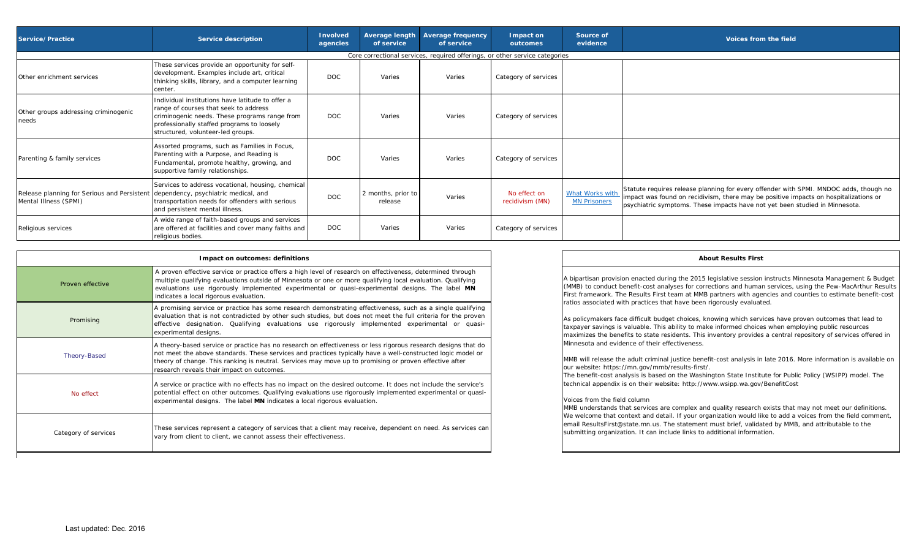| Service/Practice | Service description | Involved agencies | Average length of service | Average frequency of service | Impact on outcomes | Source of evidence | Voices from the field |
|---|---|---|---|---|---|---|---|
| Core correctional services, required offerings, or other service categories | | | | | | | |
| Other enrichment services | These services provide an opportunity for self-development. Examples include art, critical thinking skills, library, and a computer learning center. | DOC | Varies | Varies | Category of services | | |
| Other groups addressing criminogenic needs | Individual institutions have latitude to offer a range of courses that seek to address criminogenic needs. These programs range from professionally staffed programs to loosely structured, volunteer-led groups. | DOC | Varies | Varies | Category of services | | |
| Parenting & family services | Assorted programs, such as Families in Focus, Parenting with a Purpose, and Reading is Fundamental, promote healthy, growing, and supportive family relationships. | DOC | Varies | Varies | Category of services | | |
| Release planning for Serious and Persistent Mental Illness (SPMI) | Services to address vocational, housing, chemical dependency, psychiatric medical, and transportation needs for offenders with serious and persistent mental illness. | DOC | 2 months, prior to release | Varies | No effect on recidivism (MN) | What Works with MN Prisoners | Statute requires release planning for every offender with SPMI. MNDOC adds, though no impact was found on recidivism, there may be positive impacts on hospitalizations or psychiatric symptoms. These impacts have not yet been studied in Minnesota. |
| Religious services | A wide range of faith-based groups and services are offered at facilities and cover many faiths and religious bodies. | DOC | Varies | Varies | Category of services | | |

| Impact on outcomes: definitions | |
|---|---|
| Proven effective | A proven effective service or practice offers a high level of research on effectiveness, determined through multiple qualifying evaluations outside of Minnesota or one or more qualifying local evaluation. Qualifying evaluations use rigorously implemented experimental or quasi-experimental designs. The label **MN** indicates a local rigorous evaluation. |
| Promising | A promising service or practice has some research demonstrating effectiveness, such as a single qualifying evaluation that is not contradicted by other such studies, but does not meet the full criteria for the proven effective designation. Qualifying evaluations use rigorously implemented experimental or quasi-experimental designs. |
| Theory-Based | A theory-based service or practice has no research on effectiveness or less rigorous research designs that do not meet the above standards. These services and practices typically have a well-constructed logic model or theory of change. This ranking is neutral. Services may move up to promising or proven effective after research reveals their impact on outcomes. |
| No effect | A service or practice with no effects has no impact on the desired outcome. It does not include the service's potential effect on other outcomes. Qualifying evaluations use rigorously implemented experimental or quasi-experimental designs. The label **MN** indicates a local rigorous evaluation. |
| Category of services | These services represent a category of services that a client may receive, dependent on need. As services can vary from client to client, we cannot assess their effectiveness. |

**About Results First**

A bipartisan provision enacted during the 2015 legislative session instructs Minnesota Management & Budget (MMB) to conduct benefit-cost analyses for corrections and human services, using the Pew-MacArthur Results First framework. The Results First team at MMB partners with agencies and counties to estimate benefit-cost ratios associated with practices that have been rigorously evaluated.

As policymakers face difficult budget choices, knowing which services have proven outcomes that lead to taxpayer savings is valuable. This ability to make informed choices when employing public resources maximizes the benefits to state residents. This inventory provides a central repository of services offered in Minnesota and evidence of their effectiveness.

MMB will release the adult criminal justice benefit-cost analysis in late 2016. More information is available on our website: https://mn.gov/mmb/results-first/.
The benefit-cost analysis is based on the Washington State Institute for Public Policy (WSIPP) model. The technical appendix is on their website: http://www.wsipp.wa.gov/BenefitCost

Voices from the field column
MMB understands that services are complex and quality research exists that may not meet our definitions. We welcome that context and detail. If your organization would like to add a voices from the field comment, email ResultsFirst@state.mn.us. The statement must brief, validated by MMB, and attributable to the submitting organization. It can include links to additional information.

Last updated: Dec. 2016